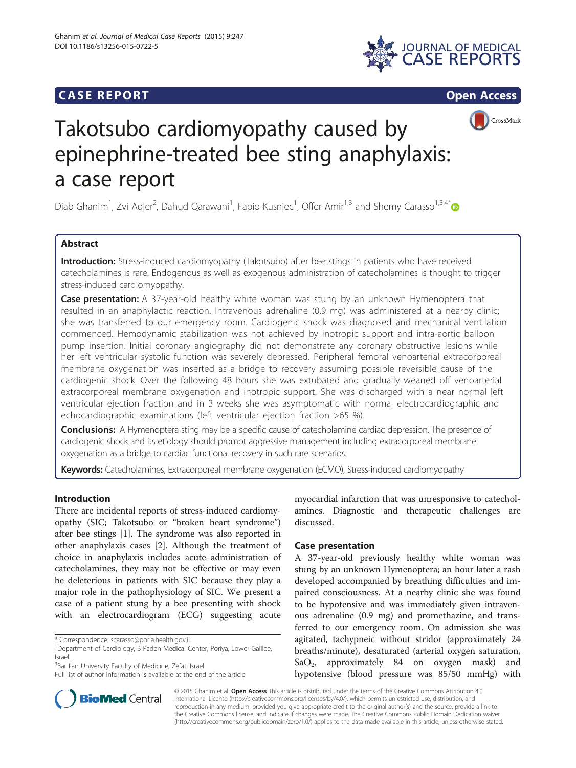CASE REPORT **Open Access**

# Takotsubo cardiomyopathy caused by epinephrine-treated bee sting anaphylaxis: a case report

Diab Ghanim[1], Zvi Adler[2], Dahud Qarawani[1], Fabio Kusniec[1], Offer Amir[1,3] and Shemy Carasso[1,3,4*]

## Abstract

**Introduction:** Stress-induced cardiomyopathy (Takotsubo) after bee stings in patients who have received catecholamines is rare. Endogenous as well as exogenous administration of catecholamines is thought to trigger stress-induced cardiomyopathy.

**Case presentation:** A 37-year-old healthy white woman was stung by an unknown Hymenoptera that resulted in an anaphylactic reaction. Intravenous adrenaline (0.9 mg) was administered at a nearby clinic; she was transferred to our emergency room. Cardiogenic shock was diagnosed and mechanical ventilation commenced. Hemodynamic stabilization was not achieved by inotropic support and intra-aortic balloon pump insertion. Initial coronary angiography did not demonstrate any coronary obstructive lesions while her left ventricular systolic function was severely depressed. Peripheral femoral venoarterial extracorporeal membrane oxygenation was inserted as a bridge to recovery assuming possible reversible cause of the cardiogenic shock. Over the following 48 hours she was extubated and gradually weaned off venoarterial extracorporeal membrane oxygenation and inotropic support. She was discharged with a near normal left ventricular ejection fraction and in 3 weeks she was asymptomatic with normal electrocardiographic and echocardiographic examinations (left ventricular ejection fraction >65 %).

**Conclusions:** A Hymenoptera sting may be a specific cause of catecholamine cardiac depression. The presence of cardiogenic shock and its etiology should prompt aggressive management including extracorporeal membrane oxygenation as a bridge to cardiac functional recovery in such rare scenarios.

**Keywords:** Catecholamines, Extracorporeal membrane oxygenation (ECMO), Stress-induced cardiomyopathy

## Introduction

There are incidental reports of stress-induced cardiomyopathy (SIC; Takotsubo or "broken heart syndrome") after bee stings [1]. The syndrome was also reported in other anaphylaxis cases [2]. Although the treatment of choice in anaphylaxis includes acute administration of catecholamines, they may not be effective or may even be deleterious in patients with SIC because they play a major role in the pathophysiology of SIC. We present a case of a patient stung by a bee presenting with shock with an electrocardiogram (ECG) suggesting acute myocardial infarction that was unresponsive to catecholamines. Diagnostic and therapeutic challenges are discussed.

## Case presentation

A 37-year-old previously healthy white woman was stung by an unknown Hymenoptera; an hour later a rash developed accompanied by breathing difficulties and impaired consciousness. At a nearby clinic she was found to be hypotensive and was immediately given intravenous adrenaline (0.9 mg) and promethazine, and transferred to our emergency room. On admission she was agitated, tachypneic without stridor (approximately 24 breaths/minute), desaturated (arterial oxygen saturation, $SaO_2$, approximately 84 on oxygen mask) and hypotensive (blood pressure was 85/50 mmHg) with

\* Correspondence: scarasso@poria.health.gov.il
[1]Department of Cardiology, B Padeh Medical Center, Poriya, Lower Galilee, Israel
[3]Bar Ilan University Faculty of Medicine, Zefat, Israel
Full list of author information is available at the end of the article

© 2015 Ghanim et al. **Open Access** This article is distributed under the terms of the Creative Commons Attribution 4.0 International License (http://creativecommons.org/licenses/by/4.0/), which permits unrestricted use, distribution, and reproduction in any medium, provided you give appropriate credit to the original author(s) and the source, provide a link to the Creative Commons license, and indicate if changes were made. The Creative Commons Public Domain Dedication waiver (http://creativecommons.org/publicdomain/zero/1.0/) applies to the data made available in this article, unless otherwise stated.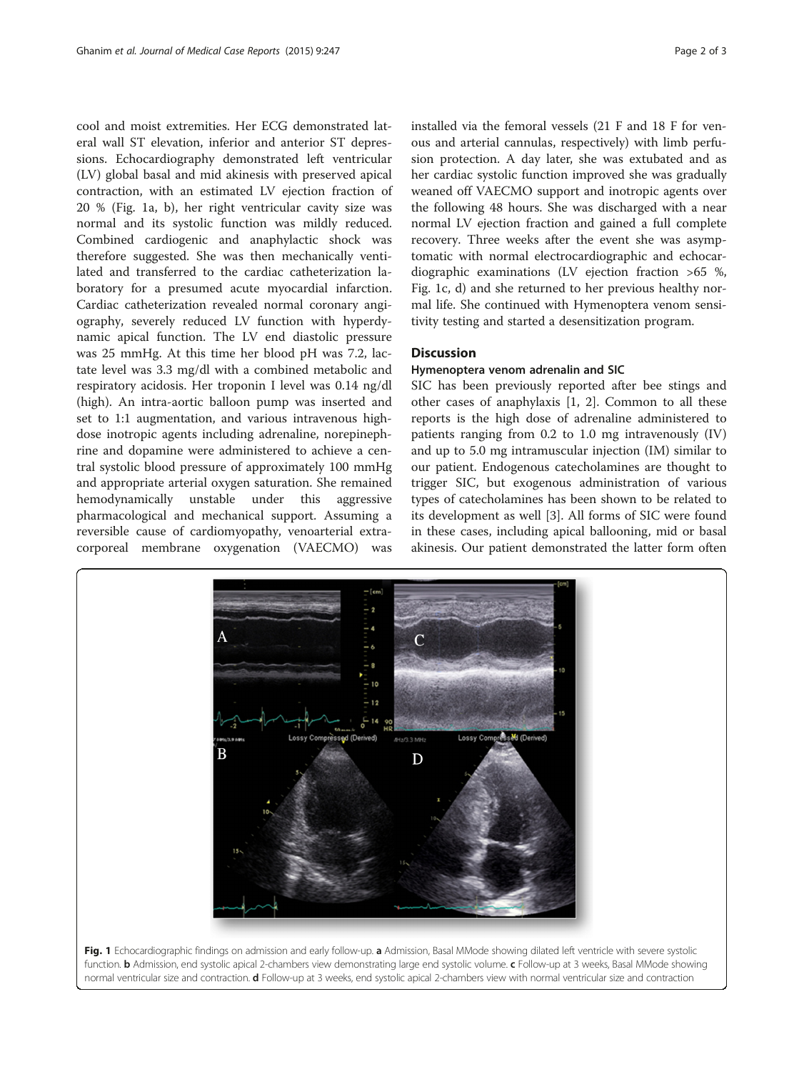cool and moist extremities. Her ECG demonstrated lateral wall ST elevation, inferior and anterior ST depressions. Echocardiography demonstrated left ventricular (LV) global basal and mid akinesis with preserved apical contraction, with an estimated LV ejection fraction of 20 % (Fig. 1a, b), her right ventricular cavity size was normal and its systolic function was mildly reduced. Combined cardiogenic and anaphylactic shock was therefore suggested. She was then mechanically ventilated and transferred to the cardiac catheterization laboratory for a presumed acute myocardial infarction. Cardiac catheterization revealed normal coronary angiography, severely reduced LV function with hyperdynamic apical function. The LV end diastolic pressure was 25 mmHg. At this time her blood pH was 7.2, lactate level was 3.3 mg/dl with a combined metabolic and respiratory acidosis. Her troponin I level was 0.14 ng/dl (high). An intra-aortic balloon pump was inserted and set to 1:1 augmentation, and various intravenous high-dose inotropic agents including adrenaline, norepinephrine and dopamine were administered to achieve a central systolic blood pressure of approximately 100 mmHg and appropriate arterial oxygen saturation. She remained hemodynamically unstable under this aggressive pharmacological and mechanical support. Assuming a reversible cause of cardiomyopathy, venoarterial extracorporeal membrane oxygenation (VAECMO) was installed via the femoral vessels (21 F and 18 F for venous and arterial cannulas, respectively) with limb perfusion protection. A day later, she was extubated and as her cardiac systolic function improved she was gradually weaned off VAECMO support and inotropic agents over the following 48 hours. She was discharged with a near normal LV ejection fraction and gained a full complete recovery. Three weeks after the event she was asymptomatic with normal electrocardiographic and echocardiographic examinations (LV ejection fraction >65 %, Fig. 1c, d) and she returned to her previous healthy normal life. She continued with Hymenoptera venom sensitivity testing and started a desensitization program.

## Discussion

### Hymenoptera venom adrenalin and SIC

SIC has been previously reported after bee stings and other cases of anaphylaxis [1, 2]. Common to all these reports is the high dose of adrenaline administered to patients ranging from 0.2 to 1.0 mg intravenously (IV) and up to 5.0 mg intramuscular injection (IM) similar to our patient. Endogenous catecholamines are thought to trigger SIC, but exogenous administration of various types of catecholamines has been shown to be related to its development as well [3]. All forms of SIC were found in these cases, including apical ballooning, mid or basal akinesis. Our patient demonstrated the latter form often

**Fig. 1** Echocardiographic findings on admission and early follow-up. **a** Admission, Basal MMode showing dilated left ventricle with severe systolic function. **b** Admission, end systolic apical 2-chambers view demonstrating large end systolic volume. **c** Follow-up at 3 weeks, Basal MMode showing normal ventricular size and contraction. **d** Follow-up at 3 weeks, end systolic apical 2-chambers view with normal ventricular size and contraction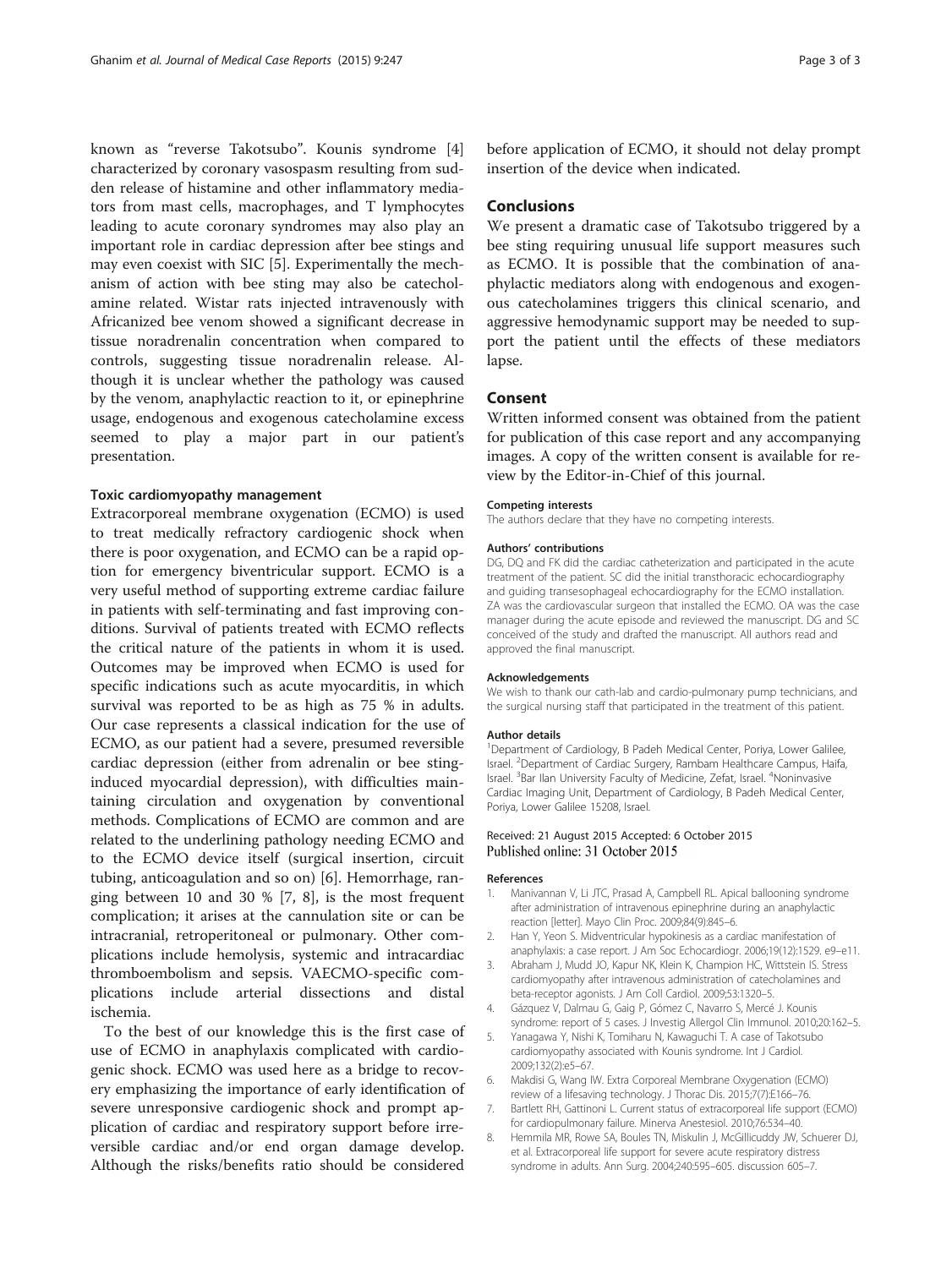known as "reverse Takotsubo". Kounis syndrome [4] characterized by coronary vasospasm resulting from sudden release of histamine and other inflammatory mediators from mast cells, macrophages, and T lymphocytes leading to acute coronary syndromes may also play an important role in cardiac depression after bee stings and may even coexist with SIC [5]. Experimentally the mechanism of action with bee sting may also be catecholamine related. Wistar rats injected intravenously with Africanized bee venom showed a significant decrease in tissue noradrenalin concentration when compared to controls, suggesting tissue noradrenalin release. Although it is unclear whether the pathology was caused by the venom, anaphylactic reaction to it, or epinephrine usage, endogenous and exogenous catecholamine excess seemed to play a major part in our patient's presentation.

#### Toxic cardiomyopathy management

Extracorporeal membrane oxygenation (ECMO) is used to treat medically refractory cardiogenic shock when there is poor oxygenation, and ECMO can be a rapid option for emergency biventricular support. ECMO is a very useful method of supporting extreme cardiac failure in patients with self-terminating and fast improving conditions. Survival of patients treated with ECMO reflects the critical nature of the patients in whom it is used. Outcomes may be improved when ECMO is used for specific indications such as acute myocarditis, in which survival was reported to be as high as 75 % in adults. Our case represents a classical indication for the use of ECMO, as our patient had a severe, presumed reversible cardiac depression (either from adrenalin or bee sting-induced myocardial depression), with difficulties maintaining circulation and oxygenation by conventional methods. Complications of ECMO are common and are related to the underlining pathology needing ECMO and to the ECMO device itself (surgical insertion, circuit tubing, anticoagulation and so on) [6]. Hemorrhage, ranging between 10 and 30 % [7, 8], is the most frequent complication; it arises at the cannulation site or can be intracranial, retroperitoneal or pulmonary. Other complications include hemolysis, systemic and intracardiac thromboembolism and sepsis. VAECMO-specific complications include arterial dissections and distal ischemia.

To the best of our knowledge this is the first case of use of ECMO in anaphylaxis complicated with cardiogenic shock. ECMO was used here as a bridge to recovery emphasizing the importance of early identification of severe unresponsive cardiogenic shock and prompt application of cardiac and respiratory support before irreversible cardiac and/or end organ damage develop. Although the risks/benefits ratio should be considered before application of ECMO, it should not delay prompt insertion of the device when indicated.

## Conclusions

We present a dramatic case of Takotsubo triggered by a bee sting requiring unusual life support measures such as ECMO. It is possible that the combination of anaphylactic mediators along with endogenous and exogenous catecholamines triggers this clinical scenario, and aggressive hemodynamic support may be needed to support the patient until the effects of these mediators lapse.

## Consent

Written informed consent was obtained from the patient for publication of this case report and any accompanying images. A copy of the written consent is available for review by the Editor-in-Chief of this journal.

#### Competing interests

The authors declare that they have no competing interests.

#### Authors' contributions

DG, DQ and FK did the cardiac catheterization and participated in the acute treatment of the patient. SC did the initial transthoracic echocardiography and guiding transesophageal echocardiography for the ECMO installation. ZA was the cardiovascular surgeon that installed the ECMO. OA was the case manager during the acute episode and reviewed the manuscript. DG and SC conceived of the study and drafted the manuscript. All authors read and approved the final manuscript.

#### Acknowledgements

We wish to thank our cath-lab and cardio-pulmonary pump technicians, and the surgical nursing staff that participated in the treatment of this patient.

#### Author details

[1]Department of Cardiology, B Padeh Medical Center, Poriya, Lower Galilee, Israel. [2]Department of Cardiac Surgery, Rambam Healthcare Campus, Haifa, Israel. [3]Bar Ilan University Faculty of Medicine, Zefat, Israel. [4]Noninvasive Cardiac Imaging Unit, Department of Cardiology, B Padeh Medical Center, Poriya, Lower Galilee 15208, Israel.

Received: 21 August 2015 Accepted: 6 October 2015
Published online: 31 October 2015

#### References

1. Manivannan V, Li JTC, Prasad A, Campbell RL. Apical ballooning syndrome after administration of intravenous epinephrine during an anaphylactic reaction [letter]. Mayo Clin Proc. 2009;84(9):845–6.
2. Han Y, Yeon S. Midventricular hypokinesis as a cardiac manifestation of anaphylaxis: a case report. J Am Soc Echocardiogr. 2006;19(12):1529. e9–e11.
3. Abraham J, Mudd JO, Kapur NK, Klein K, Champion HC, Wittstein IS. Stress cardiomyopathy after intravenous administration of catecholamines and beta-receptor agonists. J Am Coll Cardiol. 2009;53:1320–5.
4. Gázquez V, Dalmau G, Gaig P, Gómez C, Navarro S, Mercé J. Kounis syndrome: report of 5 cases. J Investig Allergol Clin Immunol. 2010;20:162–5.
5. Yanagawa Y, Nishi K, Tomiharu N, Kawaguchi T. A case of Takotsubo cardiomyopathy associated with Kounis syndrome. Int J Cardiol. 2009;132(2):e5–67.
6. Makdisi G, Wang IW. Extra Corporeal Membrane Oxygenation (ECMO) review of a lifesaving technology. J Thorac Dis. 2015;7(7):E166–76.
7. Bartlett RH, Gattinoni L. Current status of extracorporeal life support (ECMO) for cardiopulmonary failure. Minerva Anestesiol. 2010;76:534–40.
8. Hemmila MR, Rowe SA, Boules TN, Miskulin J, McGillicuddy JW, Schuerer DJ, et al. Extracorporeal life support for severe acute respiratory distress syndrome in adults. Ann Surg. 2004;240:595–605. discussion 605–7.